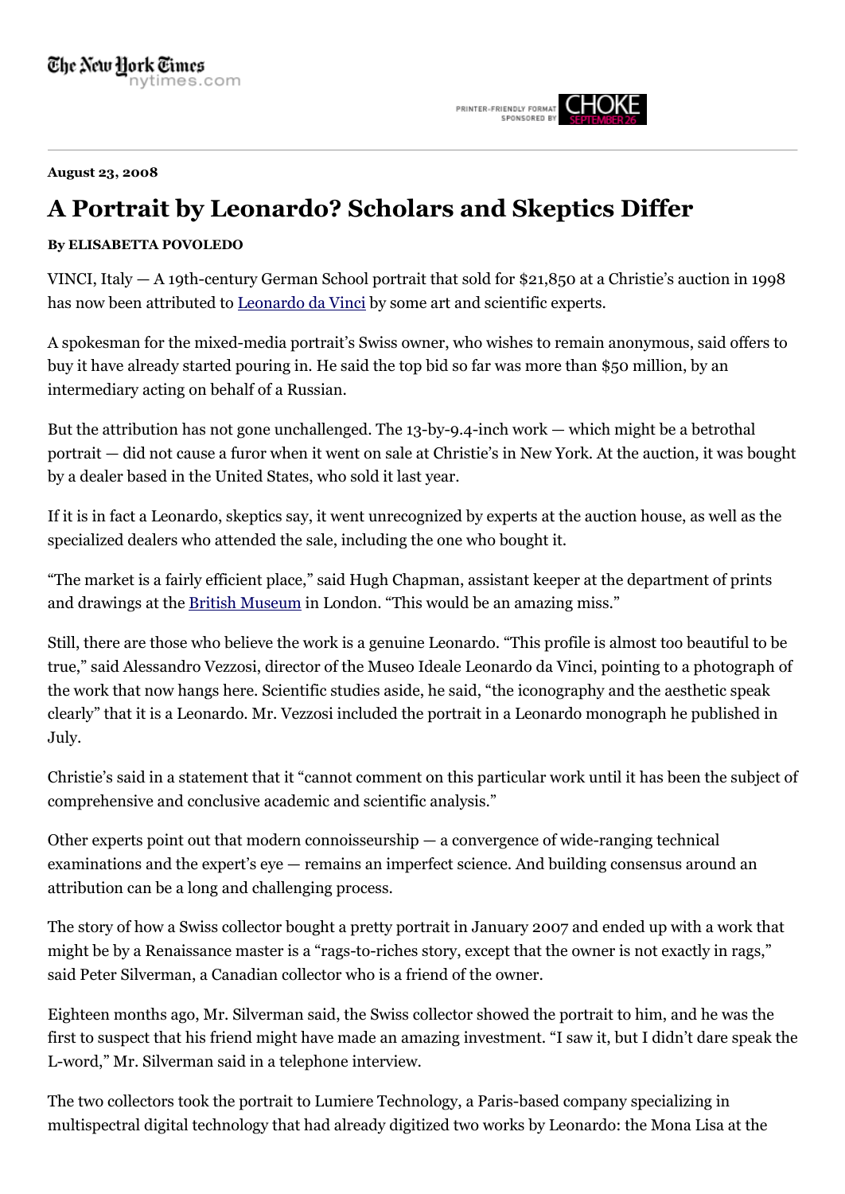August 23, 2008

# A Portrait by Leonardo? Scholars and Skeptics Differ

**By ELISABETTA POVOLEDO**

VINCI, Italy — A 19th-century German School portrait that sold for $21,850 at a Christie's auction in 1998 has now been attributed to Leonardo da Vinci by some art and scientific experts.

A spokesman for the mixed-media portrait's Swiss owner, who wishes to remain anonymous, said offers to buy it have already started pouring in. He said the top bid so far was more than $50 million, by an intermediary acting on behalf of a Russian.

But the attribution has not gone unchallenged. The 13-by-9.4-inch work — which might be a betrothal portrait — did not cause a furor when it went on sale at Christie's in New York. At the auction, it was bought by a dealer based in the United States, who sold it last year.

If it is in fact a Leonardo, skeptics say, it went unrecognized by experts at the auction house, as well as the specialized dealers who attended the sale, including the one who bought it.

"The market is a fairly efficient place," said Hugh Chapman, assistant keeper at the department of prints and drawings at the British Museum in London. "This would be an amazing miss."

Still, there are those who believe the work is a genuine Leonardo. "This profile is almost too beautiful to be true," said Alessandro Vezzosi, director of the Museo Ideale Leonardo da Vinci, pointing to a photograph of the work that now hangs here. Scientific studies aside, he said, "the iconography and the aesthetic speak clearly" that it is a Leonardo. Mr. Vezzosi included the portrait in a Leonardo monograph he published in July.

Christie's said in a statement that it "cannot comment on this particular work until it has been the subject of comprehensive and conclusive academic and scientific analysis."

Other experts point out that modern connoisseurship — a convergence of wide-ranging technical examinations and the expert's eye — remains an imperfect science. And building consensus around an attribution can be a long and challenging process.

The story of how a Swiss collector bought a pretty portrait in January 2007 and ended up with a work that might be by a Renaissance master is a "rags-to-riches story, except that the owner is not exactly in rags," said Peter Silverman, a Canadian collector who is a friend of the owner.

Eighteen months ago, Mr. Silverman said, the Swiss collector showed the portrait to him, and he was the first to suspect that his friend might have made an amazing investment. "I saw it, but I didn't dare speak the L-word," Mr. Silverman said in a telephone interview.

The two collectors took the portrait to Lumiere Technology, a Paris-based company specializing in multispectral digital technology that had already digitized two works by Leonardo: the Mona Lisa at the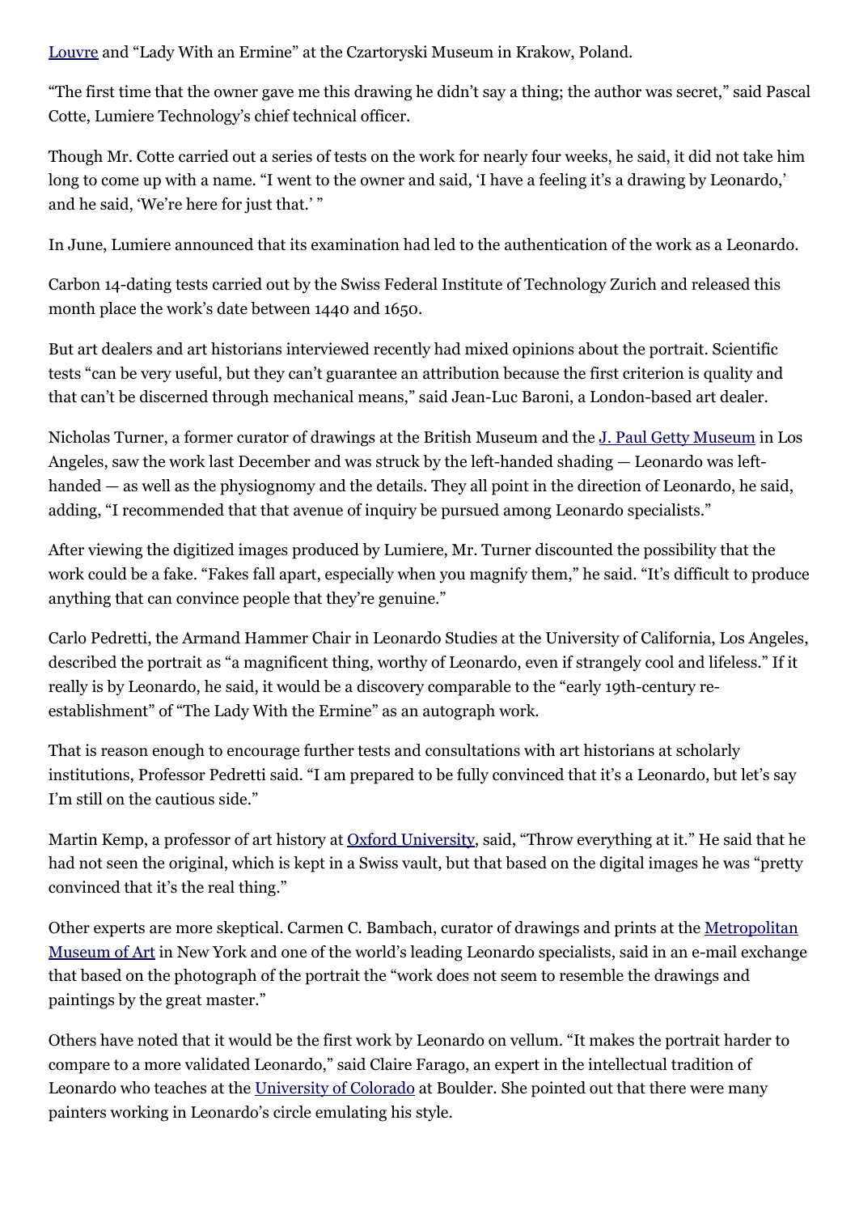Louvre and "Lady With an Ermine" at the Czartoryski Museum in Krakow, Poland.

"The first time that the owner gave me this drawing he didn't say a thing; the author was secret," said Pascal Cotte, Lumiere Technology's chief technical officer.

Though Mr. Cotte carried out a series of tests on the work for nearly four weeks, he said, it did not take him long to come up with a name. "I went to the owner and said, 'I have a feeling it's a drawing by Leonardo,' and he said, 'We're here for just that.' "

In June, Lumiere announced that its examination had led to the authentication of the work as a Leonardo.

Carbon 14-dating tests carried out by the Swiss Federal Institute of Technology Zurich and released this month place the work's date between 1440 and 1650.

But art dealers and art historians interviewed recently had mixed opinions about the portrait. Scientific tests "can be very useful, but they can't guarantee an attribution because the first criterion is quality and that can't be discerned through mechanical means," said Jean-Luc Baroni, a London-based art dealer.

Nicholas Turner, a former curator of drawings at the British Museum and the J. Paul Getty Museum in Los Angeles, saw the work last December and was struck by the left-handed shading — Leonardo was left-handed — as well as the physiognomy and the details. They all point in the direction of Leonardo, he said, adding, "I recommended that that avenue of inquiry be pursued among Leonardo specialists."

After viewing the digitized images produced by Lumiere, Mr. Turner discounted the possibility that the work could be a fake. "Fakes fall apart, especially when you magnify them," he said. "It's difficult to produce anything that can convince people that they're genuine."

Carlo Pedretti, the Armand Hammer Chair in Leonardo Studies at the University of California, Los Angeles, described the portrait as "a magnificent thing, worthy of Leonardo, even if strangely cool and lifeless." If it really is by Leonardo, he said, it would be a discovery comparable to the "early 19th-century re-establishment" of "The Lady With the Ermine" as an autograph work.

That is reason enough to encourage further tests and consultations with art historians at scholarly institutions, Professor Pedretti said. "I am prepared to be fully convinced that it's a Leonardo, but let's say I'm still on the cautious side."

Martin Kemp, a professor of art history at Oxford University, said, "Throw everything at it." He said that he had not seen the original, which is kept in a Swiss vault, but that based on the digital images he was "pretty convinced that it's the real thing."

Other experts are more skeptical. Carmen C. Bambach, curator of drawings and prints at the Metropolitan Museum of Art in New York and one of the world's leading Leonardo specialists, said in an e-mail exchange that based on the photograph of the portrait the "work does not seem to resemble the drawings and paintings by the great master."

Others have noted that it would be the first work by Leonardo on vellum. "It makes the portrait harder to compare to a more validated Leonardo," said Claire Farago, an expert in the intellectual tradition of Leonardo who teaches at the University of Colorado at Boulder. She pointed out that there were many painters working in Leonardo's circle emulating his style.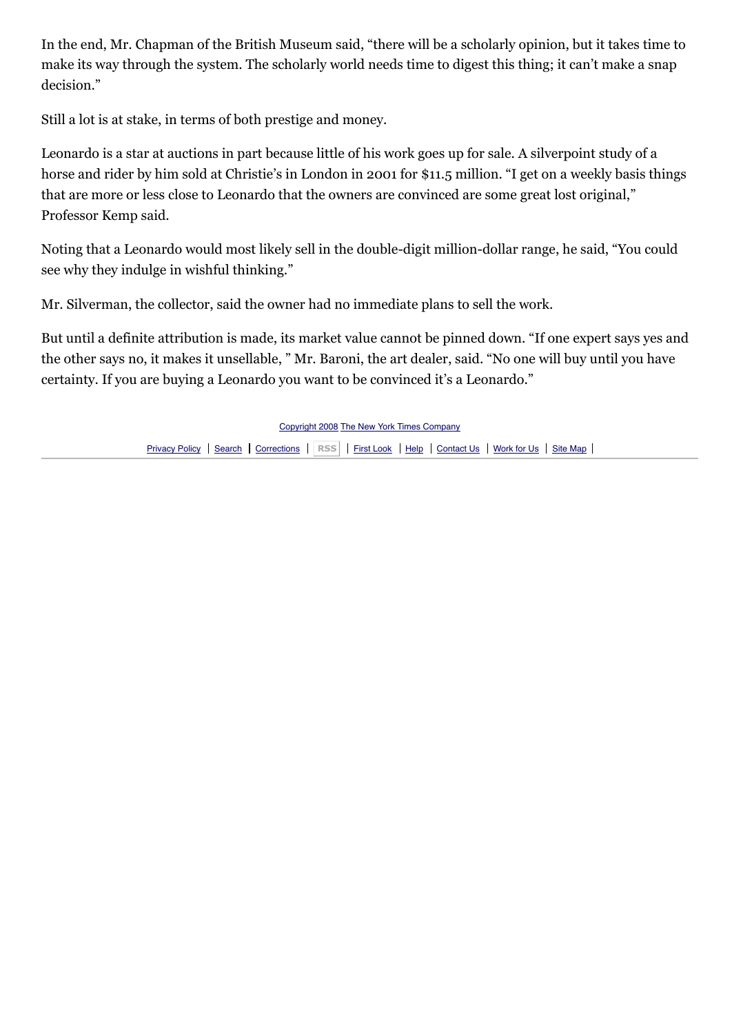In the end, Mr. Chapman of the British Museum said, “there will be a scholarly opinion, but it takes time to make its way through the system. The scholarly world needs time to digest this thing; it can’t make a snap decision.”

Still a lot is at stake, in terms of both prestige and money.

Leonardo is a star at auctions in part because little of his work goes up for sale. A silverpoint study of a horse and rider by him sold at Christie’s in London in 2001 for $11.5 million. “I get on a weekly basis things that are more or less close to Leonardo that the owners are convinced are some great lost original,” Professor Kemp said.

Noting that a Leonardo would most likely sell in the double-digit million-dollar range, he said, “You could see why they indulge in wishful thinking.”

Mr. Silverman, the collector, said the owner had no immediate plans to sell the work.

But until a definite attribution is made, its market value cannot be pinned down. “If one expert says yes and the other says no, it makes it unsellable, ” Mr. Baroni, the art dealer, said. “No one will buy until you have certainty. If you are buying a Leonardo you want to be convinced it’s a Leonardo.”

Copyright 2008 The New York Times Company

Privacy Policy | Search | Corrections | RSS | First Look | Help | Contact Us | Work for Us | Site Map |